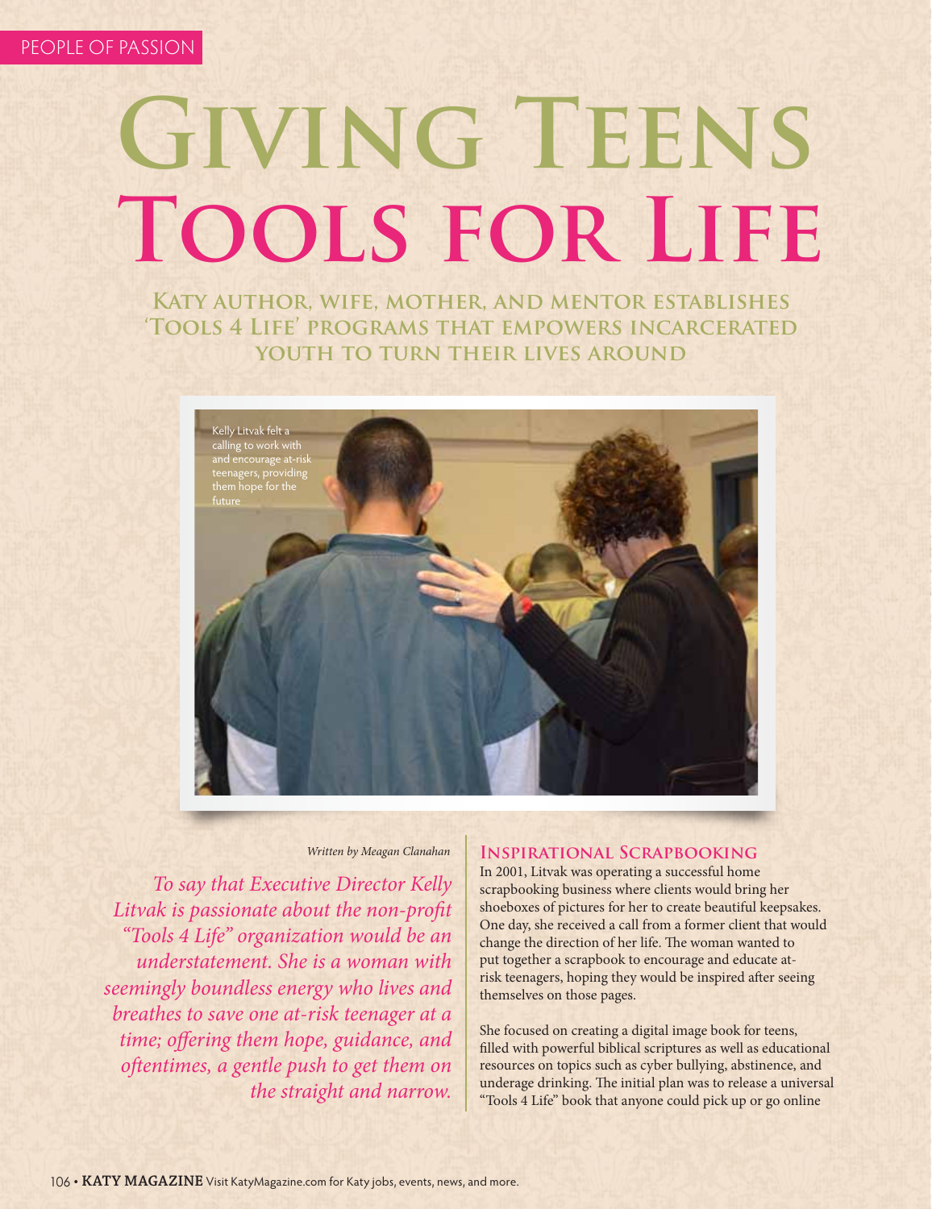PEOPLE OF PASSION

# Giving Teens Tools for Life

### Katy author, wife, mother, and mentor establishes 'Tools 4 Life' programs that empowers incarcerated youth to turn their lives around

Kelly Litvak felt a calling to work with and encourage at-risk teenagers, providing them hope for the future

*Written by Meagan Clanahan*

*To say that Executive Director Kelly Litvak is passionate about the non-profit "Tools 4 Life" organization would be an understatement. She is a woman with seemingly boundless energy who lives and breathes to save one at-risk teenager at a time; offering them hope, guidance, and oftentimes, a gentle push to get them on the straight and narrow.*

## Inspirational Scrapbooking

In 2001, Litvak was operating a successful home scrapbooking business where clients would bring her shoeboxes of pictures for her to create beautiful keepsakes. One day, she received a call from a former client that would change the direction of her life. The woman wanted to put together a scrapbook to encourage and educate at-risk teenagers, hoping they would be inspired after seeing themselves on those pages.

She focused on creating a digital image book for teens, filled with powerful biblical scriptures as well as educational resources on topics such as cyber bullying, abstinence, and underage drinking. The initial plan was to release a universal "Tools 4 Life" book that anyone could pick up or go online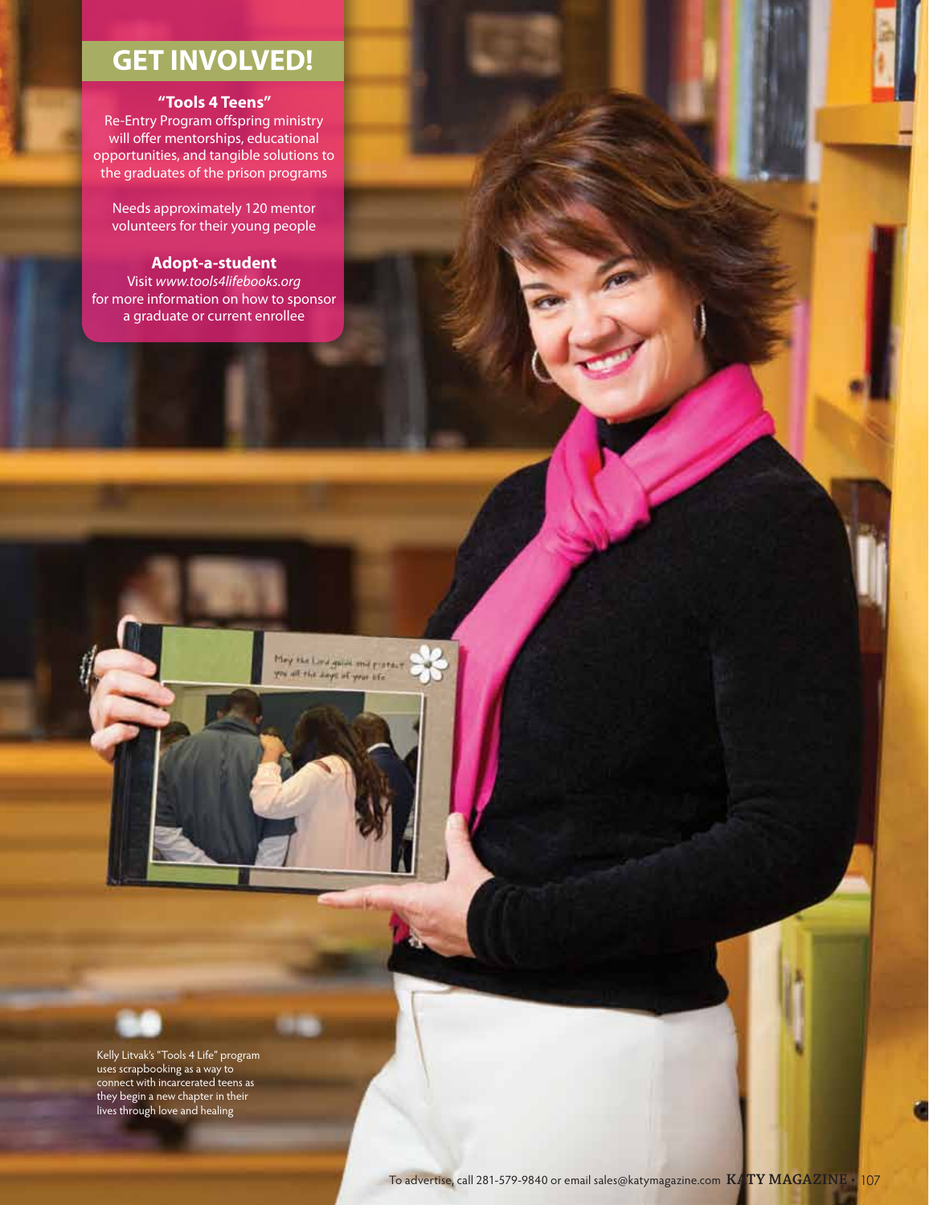## GET INVOLVED!

**"Tools 4 Teens"**
Re-Entry Program offspring ministry will offer mentorships, educational opportunities, and tangible solutions to the graduates of the prison programs

Needs approximately 120 mentor volunteers for their young people

**Adopt-a-student**
Visit *www.tools4lifebooks.org* for more information on how to sponsor a graduate or current enrollee

Kelly Litvak's "Tools 4 Life" program uses scrapbooking as a way to connect with incarcerated teens as they begin a new chapter in their lives through love and healing

To advertise, call 281-579-9840 or email sales@katymagazine.com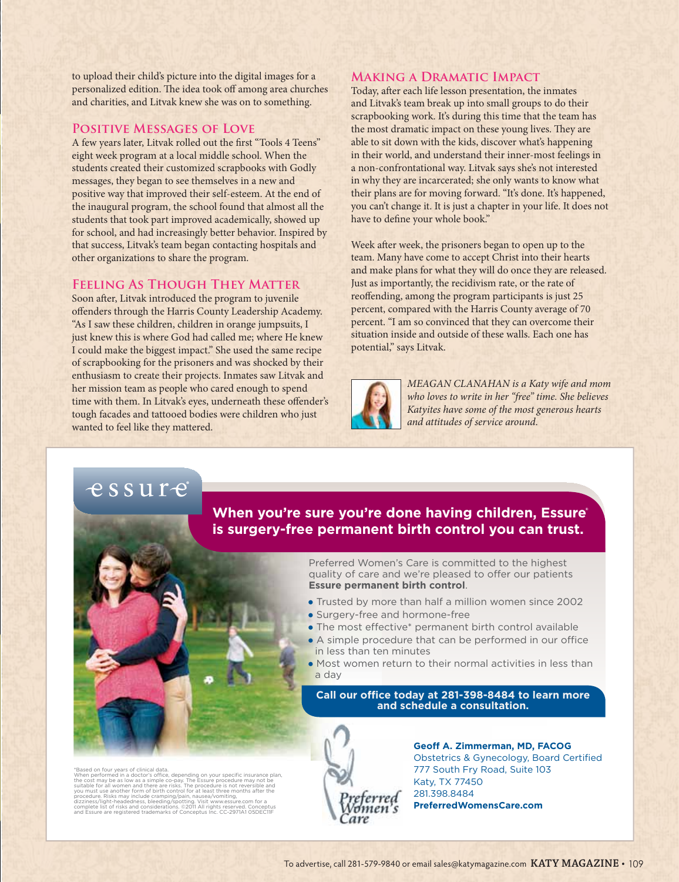to upload their child's picture into the digital images for a personalized edition. The idea took off among area churches and charities, and Litvak knew she was on to something.

## Positive Messages of Love

A few years later, Litvak rolled out the first "Tools 4 Teens" eight week program at a local middle school. When the students created their customized scrapbooks with Godly messages, they began to see themselves in a new and positive way that improved their self-esteem. At the end of the inaugural program, the school found that almost all the students that took part improved academically, showed up for school, and had increasingly better behavior. Inspired by that success, Litvak's team began contacting hospitals and other organizations to share the program.

## Feeling As Though They Matter

Soon after, Litvak introduced the program to juvenile offenders through the Harris County Leadership Academy. "As I saw these children, children in orange jumpsuits, I just knew this is where God had called me; where He knew I could make the biggest impact." She used the same recipe of scrapbooking for the prisoners and was shocked by their enthusiasm to create their projects. Inmates saw Litvak and her mission team as people who cared enough to spend time with them. In Litvak's eyes, underneath these offender's tough facades and tattooed bodies were children who just wanted to feel like they mattered.

## Making a Dramatic Impact

Today, after each life lesson presentation, the inmates and Litvak's team break up into small groups to do their scrapbooking work. It's during this time that the team has the most dramatic impact on these young lives. They are able to sit down with the kids, discover what's happening in their world, and understand their inner-most feelings in a non-confrontational way. Litvak says she's not interested in why they are incarcerated; she only wants to know what their plans are for moving forward. "It's done. It's happened, you can't change it. It is just a chapter in your life. It does not have to define your whole book."

Week after week, the prisoners began to open up to the team. Many have come to accept Christ into their hearts and make plans for what they will do once they are released. Just as importantly, the recidivism rate, or the rate of reoffending, among the program participants is just 25 percent, compared with the Harris County average of 70 percent. "I am so convinced that they can overcome their situation inside and outside of these walls. Each one has potential," says Litvak.

*MEAGAN CLANAHAN is a Katy wife and mom who loves to write in her "free" time. She believes Katyites have some of the most generous hearts and attitudes of service around.*

---

essure®

**When you're sure you're done having children, Essure® is surgery-free permanent birth control you can trust.**

Preferred Women's Care is committed to the highest quality of care and we're pleased to offer our patients **Essure permanent birth control**.

- Trusted by more than half a million women since 2002
- Surgery-free and hormone-free
- The most effective* permanent birth control available
- A simple procedure that can be performed in our office in less than ten minutes
- Most women return to their normal activities in less than a day

**Call our office today at 281-398-8484 to learn more and schedule a consultation.**

*Based on four years of clinical data.
When performed in a doctor's office, depending on your specific insurance plan, the cost may be as low as a simple co-pay. The Essure procedure may not be suitable for all women and there are risks. The procedure is not reversible and you must use another form of birth control for at least three months after the procedure. Risks may include cramping/pain, nausea/vomiting, dizziness/light-headedness, bleeding/spotting. Visit www.essure.com for a complete list of risks and considerations. ©2011 All rights reserved. Conceptus and Essure are registered trademarks of Conceptus Inc. CC-2971A1 05DEC11F

Preferred Women's Care

**Geoff A. Zimmerman, MD, FACOG**
Obstetrics & Gynecology, Board Certified
777 South Fry Road, Suite 103
Katy, TX 77450
281.398.8484
**PreferredWomensCare.com**

To advertise, call 281-579-9840 or email sales@katymagazine.com